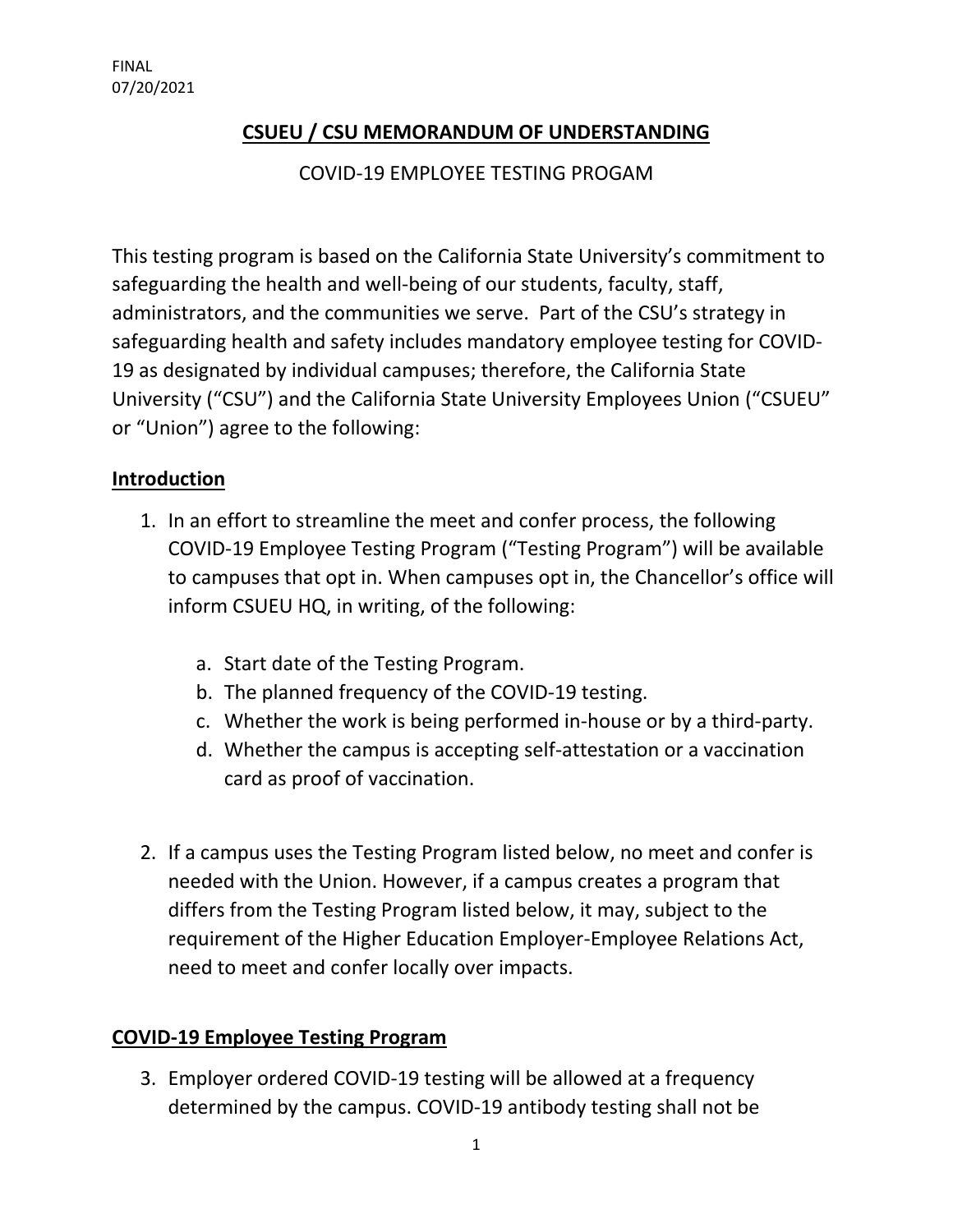FINAL
07/20/2021

# CSUEU / CSU MEMORANDUM OF UNDERSTANDING

COVID-19 EMPLOYEE TESTING PROGAM

This testing program is based on the California State University's commitment to safeguarding the health and well-being of our students, faculty, staff, administrators, and the communities we serve. Part of the CSU's strategy in safeguarding health and safety includes mandatory employee testing for COVID-19 as designated by individual campuses; therefore, the California State University ("CSU") and the California State University Employees Union ("CSUEU" or "Union") agree to the following:

## Introduction

1. In an effort to streamline the meet and confer process, the following COVID-19 Employee Testing Program ("Testing Program") will be available to campuses that opt in. When campuses opt in, the Chancellor's office will inform CSUEU HQ, in writing, of the following:

    a. Start date of the Testing Program.
    b. The planned frequency of the COVID-19 testing.
    c. Whether the work is being performed in-house or by a third-party.
    d. Whether the campus is accepting self-attestation or a vaccination card as proof of vaccination.

2. If a campus uses the Testing Program listed below, no meet and confer is needed with the Union. However, if a campus creates a program that differs from the Testing Program listed below, it may, subject to the requirement of the Higher Education Employer-Employee Relations Act, need to meet and confer locally over impacts.

## COVID-19 Employee Testing Program

3. Employer ordered COVID-19 testing will be allowed at a frequency determined by the campus. COVID-19 antibody testing shall not be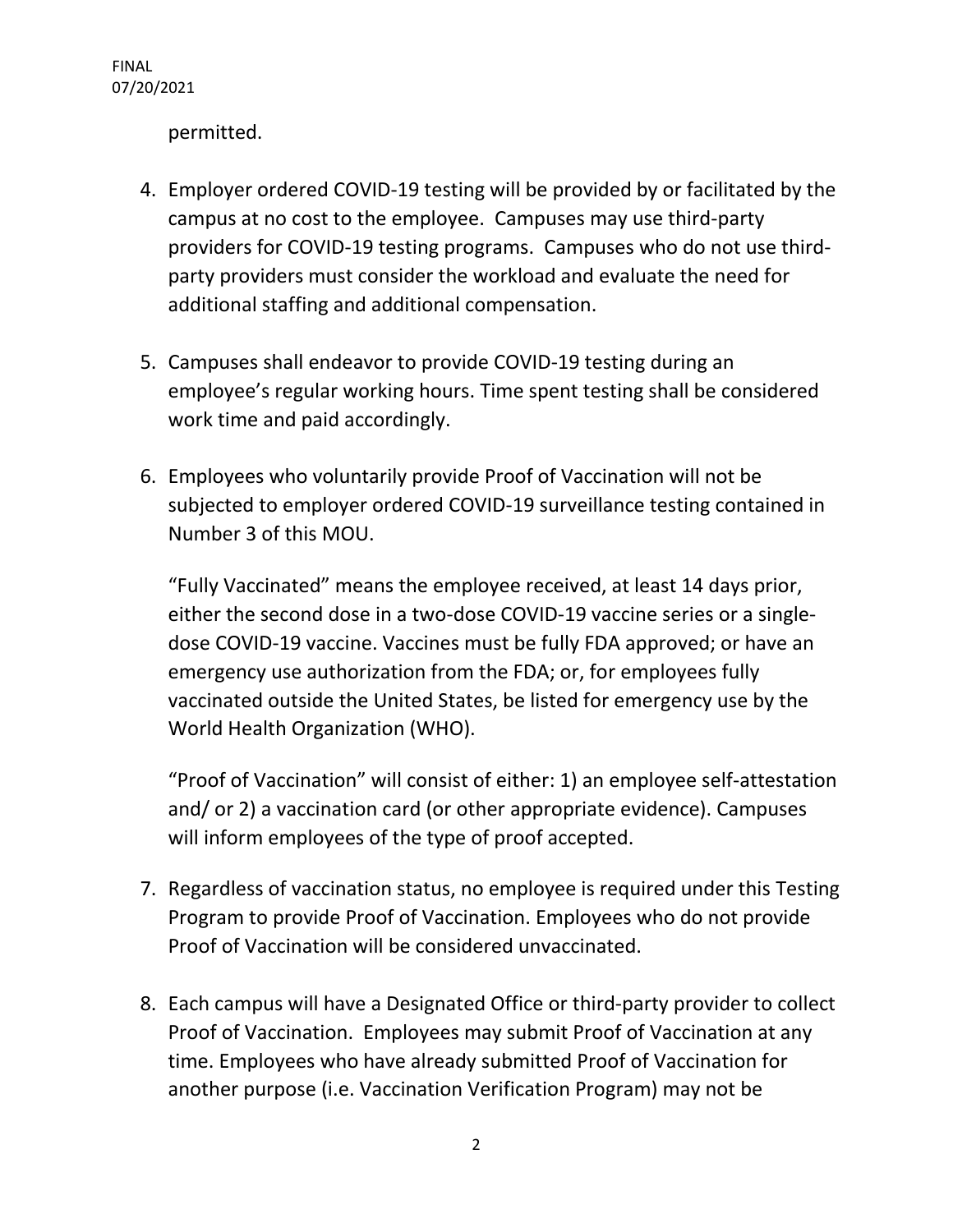permitted.

4. Employer ordered COVID-19 testing will be provided by or facilitated by the campus at no cost to the employee. Campuses may use third-party providers for COVID-19 testing programs. Campuses who do not use third-party providers must consider the workload and evaluate the need for additional staffing and additional compensation.

5. Campuses shall endeavor to provide COVID-19 testing during an employee's regular working hours. Time spent testing shall be considered work time and paid accordingly.

6. Employees who voluntarily provide Proof of Vaccination will not be subjected to employer ordered COVID-19 surveillance testing contained in Number 3 of this MOU.

   "Fully Vaccinated" means the employee received, at least 14 days prior, either the second dose in a two-dose COVID-19 vaccine series or a single-dose COVID-19 vaccine. Vaccines must be fully FDA approved; or have an emergency use authorization from the FDA; or, for employees fully vaccinated outside the United States, be listed for emergency use by the World Health Organization (WHO).

   "Proof of Vaccination" will consist of either: 1) an employee self-attestation and/ or 2) a vaccination card (or other appropriate evidence). Campuses will inform employees of the type of proof accepted.

7. Regardless of vaccination status, no employee is required under this Testing Program to provide Proof of Vaccination. Employees who do not provide Proof of Vaccination will be considered unvaccinated.

8. Each campus will have a Designated Office or third-party provider to collect Proof of Vaccination. Employees may submit Proof of Vaccination at any time. Employees who have already submitted Proof of Vaccination for another purpose (i.e. Vaccination Verification Program) may not be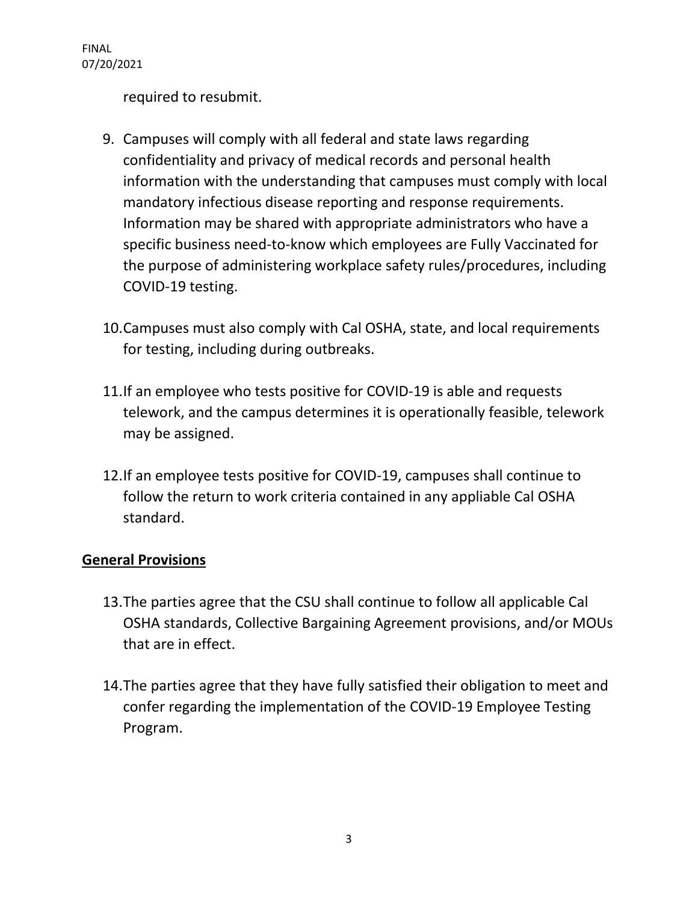required to resubmit.

9. Campuses will comply with all federal and state laws regarding confidentiality and privacy of medical records and personal health information with the understanding that campuses must comply with local mandatory infectious disease reporting and response requirements. Information may be shared with appropriate administrators who have a specific business need-to-know which employees are Fully Vaccinated for the purpose of administering workplace safety rules/procedures, including COVID-19 testing.

10. Campuses must also comply with Cal OSHA, state, and local requirements for testing, including during outbreaks.

11. If an employee who tests positive for COVID-19 is able and requests telework, and the campus determines it is operationally feasible, telework may be assigned.

12. If an employee tests positive for COVID-19, campuses shall continue to follow the return to work criteria contained in any appliable Cal OSHA standard.

## General Provisions

13. The parties agree that the CSU shall continue to follow all applicable Cal OSHA standards, Collective Bargaining Agreement provisions, and/or MOUs that are in effect.

14. The parties agree that they have fully satisfied their obligation to meet and confer regarding the implementation of the COVID-19 Employee Testing Program.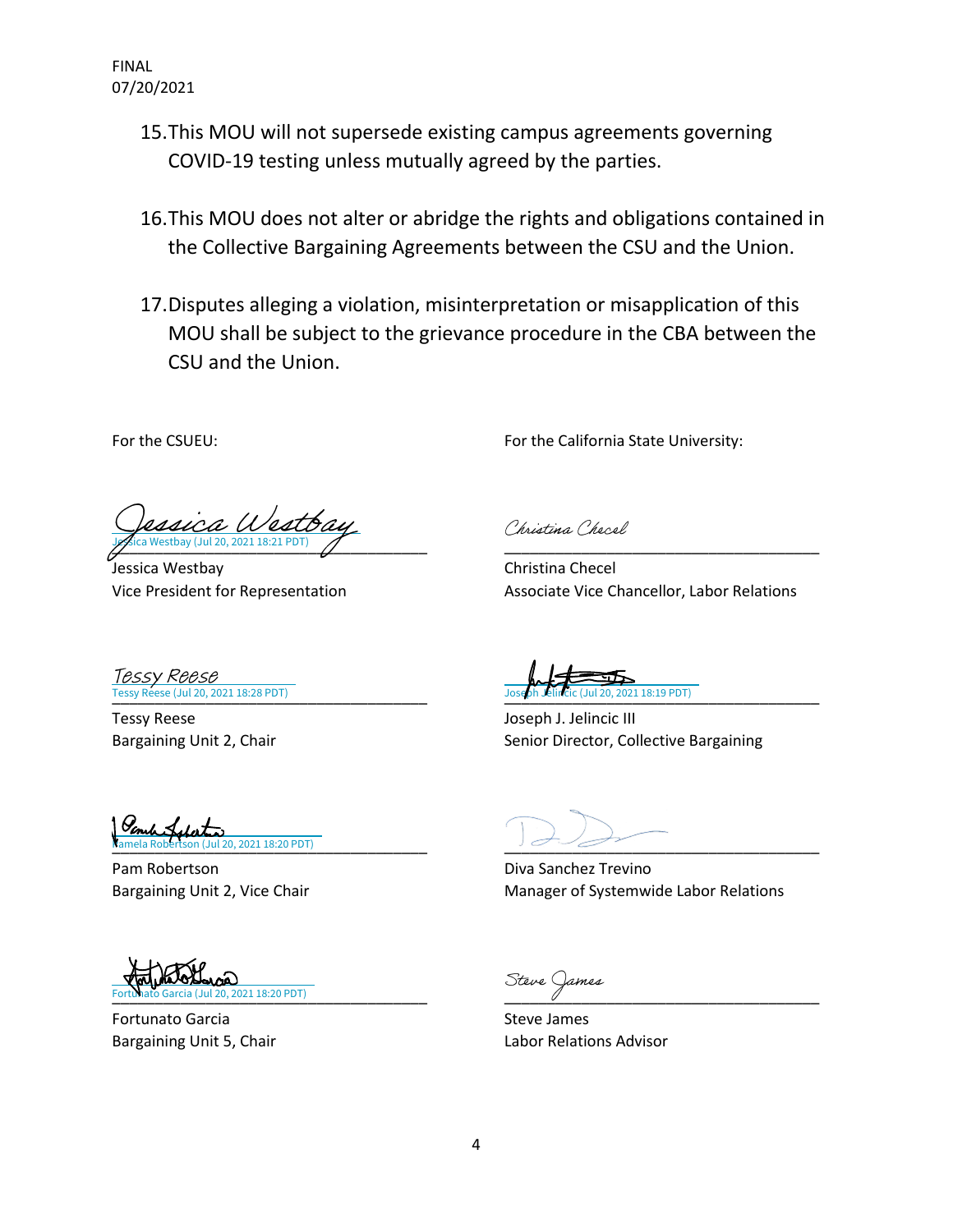FINAL
07/20/2021

15. This MOU will not supersede existing campus agreements governing COVID-19 testing unless mutually agreed by the parties.

16. This MOU does not alter or abridge the rights and obligations contained in the Collective Bargaining Agreements between the CSU and the Union.

17. Disputes alleging a violation, misinterpretation or misapplication of this MOU shall be subject to the grievance procedure in the CBA between the CSU and the Union.

| For the CSUEU: | For the California State University: |
|---|---|
| Jessica Westbay (Jul 20, 2021 18:21 PDT) | |
| Jessica Westbay<br>Vice President for Representation | Christina Checel<br>Associate Vice Chancellor, Labor Relations |
| Tessy Reese (Jul 20, 2021 18:28 PDT) | Joseph Jelincic (Jul 20, 2021 18:19 PDT) |
| Tessy Reese<br>Bargaining Unit 2, Chair | Joseph J. Jelincic III<br>Senior Director, Collective Bargaining |
| Pamela Robertson (Jul 20, 2021 18:20 PDT) | |
| Pam Robertson<br>Bargaining Unit 2, Vice Chair | Diva Sanchez Trevino<br>Manager of Systemwide Labor Relations |
| Fortunato Garcia (Jul 20, 2021 18:20 PDT) | |
| Fortunato Garcia<br>Bargaining Unit 5, Chair | Steve James<br>Labor Relations Advisor |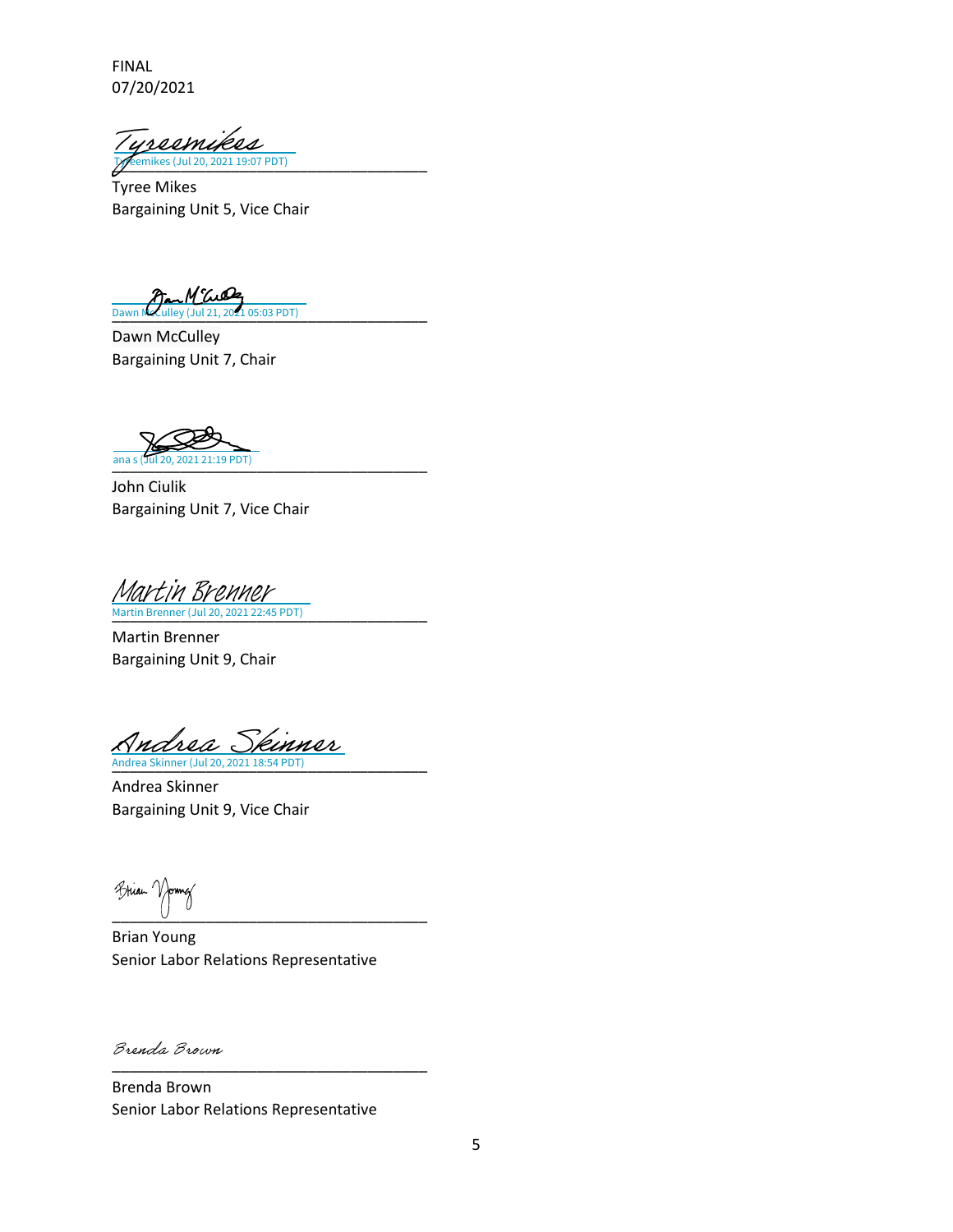FINAL
07/20/2021

Tyreemikes
Tyreemikes (Jul 20, 2021 19:07 PDT)
\_\_\_\_\_\_\_\_\_\_\_\_\_\_\_\_\_\_\_\_\_\_\_\_\_\_\_\_\_\_\_\_\_\_\_\_\_\_

Tyree Mikes
Bargaining Unit 5, Vice Chair

Dawn McCulley (Jul 21, 2021 05:03 PDT)
\_\_\_\_\_\_\_\_\_\_\_\_\_\_\_\_\_\_\_\_\_\_\_\_\_\_\_\_\_\_\_\_\_\_\_\_\_\_

Dawn McCulley
Bargaining Unit 7, Chair

ana s (Jul 20, 2021 21:19 PDT)
\_\_\_\_\_\_\_\_\_\_\_\_\_\_\_\_\_\_\_\_\_\_\_\_\_\_\_\_\_\_\_\_\_\_\_\_\_\_

John Ciulik
Bargaining Unit 7, Vice Chair

Martin Brenner
Martin Brenner (Jul 20, 2021 22:45 PDT)
\_\_\_\_\_\_\_\_\_\_\_\_\_\_\_\_\_\_\_\_\_\_\_\_\_\_\_\_\_\_\_\_\_\_\_\_\_\_

Martin Brenner
Bargaining Unit 9, Chair

Andrea Skinner
Andrea Skinner (Jul 20, 2021 18:54 PDT)
\_\_\_\_\_\_\_\_\_\_\_\_\_\_\_\_\_\_\_\_\_\_\_\_\_\_\_\_\_\_\_\_\_\_\_\_\_\_

Andrea Skinner
Bargaining Unit 9, Vice Chair

Brian Young
\_\_\_\_\_\_\_\_\_\_\_\_\_\_\_\_\_\_\_\_\_\_\_\_\_\_\_\_\_\_\_\_\_\_\_\_\_\_

Brian Young
Senior Labor Relations Representative

Brenda Brown
\_\_\_\_\_\_\_\_\_\_\_\_\_\_\_\_\_\_\_\_\_\_\_\_\_\_\_\_\_\_\_\_\_\_\_\_\_\_

Brenda Brown
Senior Labor Relations Representative